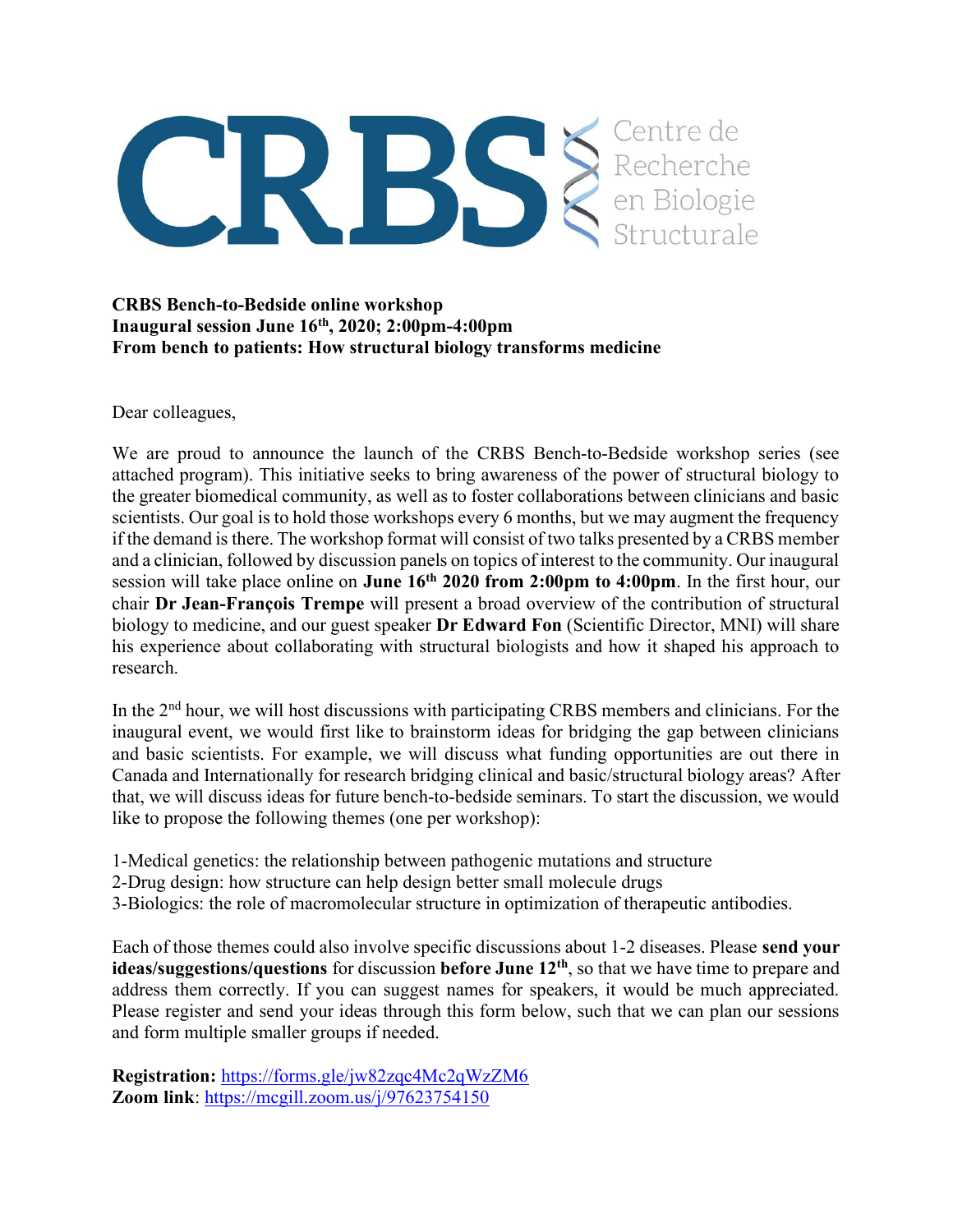**CRBS** Centre de Recherche en Biologie Structurale

**CRBS Bench-to-Bedside online workshop**
**Inaugural session June 16th, 2020; 2:00pm-4:00pm**
**From bench to patients: How structural biology transforms medicine**

Dear colleagues,

We are proud to announce the launch of the CRBS Bench-to-Bedside workshop series (see attached program). This initiative seeks to bring awareness of the power of structural biology to the greater biomedical community, as well as to foster collaborations between clinicians and basic scientists. Our goal is to hold those workshops every 6 months, but we may augment the frequency if the demand is there. The workshop format will consist of two talks presented by a CRBS member and a clinician, followed by discussion panels on topics of interest to the community. Our inaugural session will take place online on **June 16th 2020 from 2:00pm to 4:00pm**. In the first hour, our chair **Dr Jean-François Trempe** will present a broad overview of the contribution of structural biology to medicine, and our guest speaker **Dr Edward Fon** (Scientific Director, MNI) will share his experience about collaborating with structural biologists and how it shaped his approach to research.

In the 2nd hour, we will host discussions with participating CRBS members and clinicians. For the inaugural event, we would first like to brainstorm ideas for bridging the gap between clinicians and basic scientists. For example, we will discuss what funding opportunities are out there in Canada and Internationally for research bridging clinical and basic/structural biology areas? After that, we will discuss ideas for future bench-to-bedside seminars. To start the discussion, we would like to propose the following themes (one per workshop):

1-Medical genetics: the relationship between pathogenic mutations and structure
2-Drug design: how structure can help design better small molecule drugs
3-Biologics: the role of macromolecular structure in optimization of therapeutic antibodies.

Each of those themes could also involve specific discussions about 1-2 diseases. Please **send your ideas/suggestions/questions** for discussion **before June 12th**, so that we have time to prepare and address them correctly. If you can suggest names for speakers, it would be much appreciated. Please register and send your ideas through this form below, such that we can plan our sessions and form multiple smaller groups if needed.

**Registration:** https://forms.gle/jw82zqc4Mc2qWzZM6
**Zoom link**: https://mcgill.zoom.us/j/97623754150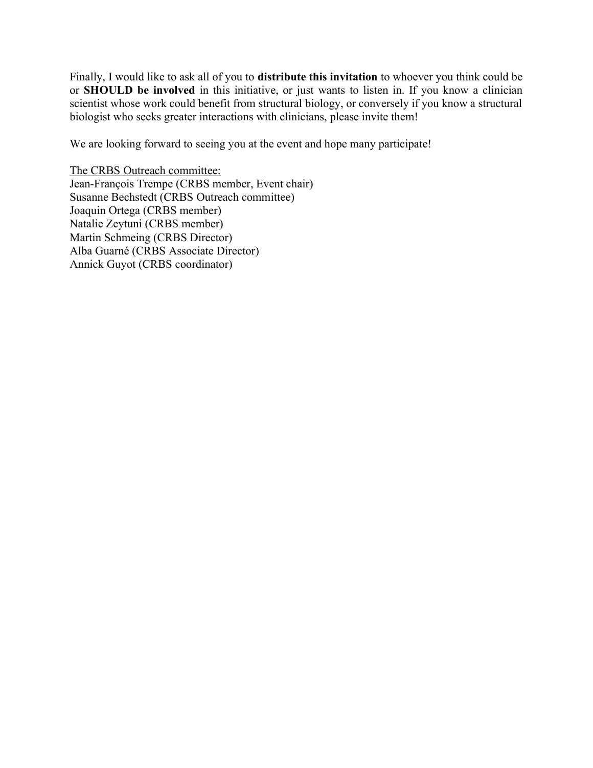Finally, I would like to ask all of you to **distribute this invitation** to whoever you think could be or **SHOULD be involved** in this initiative, or just wants to listen in. If you know a clinician scientist whose work could benefit from structural biology, or conversely if you know a structural biologist who seeks greater interactions with clinicians, please invite them!

We are looking forward to seeing you at the event and hope many participate!

<u>The CRBS Outreach committee:</u>
Jean-François Trempe (CRBS member, Event chair)
Susanne Bechstedt (CRBS Outreach committee)
Joaquin Ortega (CRBS member)
Natalie Zeytuni (CRBS member)
Martin Schmeing (CRBS Director)
Alba Guarné (CRBS Associate Director)
Annick Guyot (CRBS coordinator)